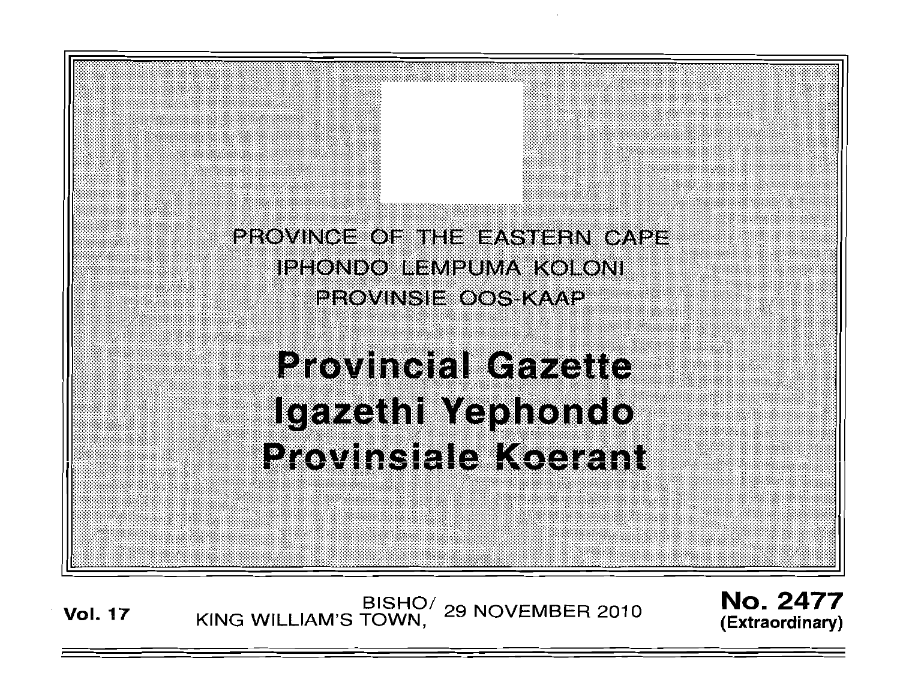PROVINCE OF THE EASTERN CAPE

IPHONDO LEMPUMA KOLONI

PROVINSIE OOS-KAAP

# Provincial Gazette
# Igazethi Yephondo
# Provinsiale Koerant

**Vol. 17** BISHO/ KING WILLIAM'S TOWN, 29 NOVEMBER 2010 **No. 2477 (Extraordinary)**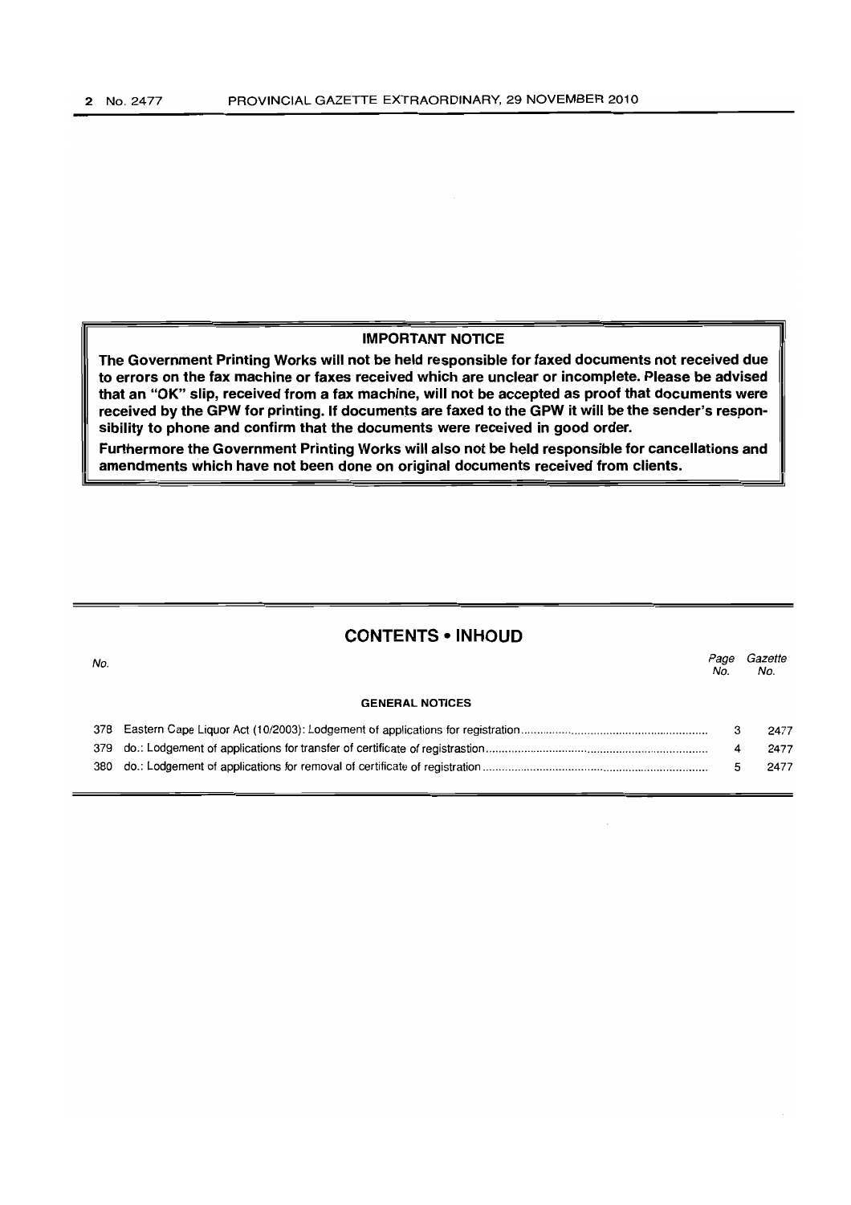## IMPORTANT NOTICE

**The Government Printing Works will not be held responsible for faxed documents not received due to errors on the fax machine or faxes received which are unclear or incomplete. Please be advised that an "OK" slip, received from a fax machine, will not be accepted as proof that documents were received by the GPW for printing. If documents are faxed to the GPW it will be the sender's responsibility to phone and confirm that the documents were received in good order.**

**Furthermore the Government Printing Works will also not be held responsible for cancellations and amendments which have not been done on original documents received from clients.**

## CONTENTS • INHOUD

| No. | | Page No. | Gazette No. |
|---|---|---|---|
| | **GENERAL NOTICES** | | |
| 378 | Eastern Cape Liquor Act (10/2003): Lodgement of applications for registration | 3 | 2477 |
| 379 | do.: Lodgement of applications for transfer of certificate of registrastion | 4 | 2477 |
| 380 | do.: Lodgement of applications for removal of certificate of registration | 5 | 2477 |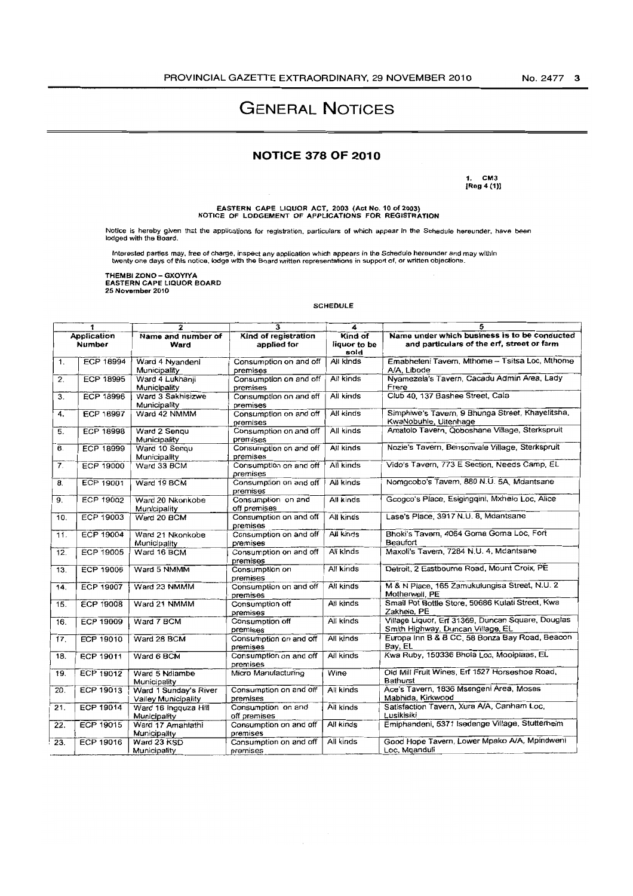# GENERAL NOTICES

## NOTICE 378 OF 2010

1. CM3
[Reg 4 (1)]

**EASTERN CAPE LIQUOR ACT, 2003 (Act No. 10 of 2003)**
**NOTICE OF LODGEMENT OF APPLICATIONS FOR REGISTRATION**

Notice is hereby given that the applications for registration, particulars of which appear in the Schedule hereunder, have been lodged with the Board.

Interested parties may, free of charge, inspect any application which appears in the Schedule hereunder and may within twenty one days of this notice, lodge with the Board written representations in support of, or written objections.

**THEMBI ZONO – GXOYIYA**
**EASTERN CAPE LIQUOR BOARD**
**25 November 2010**

SCHEDULE

| 1 | | 2 | 3 | 4 | 5 |
|---|---|---|---|---|---|
| Application Number | | Name and number of Ward | Kind of registration applied for | Kind of liquor to be sold | Name under which business is to be conducted and particulars of the erf, street or farm |
| 1. | ECP 18994 | Ward 4 Nyandeni Municipality | Consumption on and off premises | All kinds | Emabheleni Tavern, Mthome – Tsitsa Loc, Mthome A/A, Libode |
| 2. | ECP 18995 | Ward 4 Lukhanji Municipality | Consumption on and off premises | All kinds | Nyamezela's Tavern, Cacadu Admin Area, Lady Frere |
| 3. | ECP 18996 | Ward 3 Sakhisizwe Municipality | Consumption on and off premises | All kinds | Club 40, 137 Bashee Street, Cala |
| 4. | ECP 18997 | Ward 42 NMMM | Consumption on and off premises | All kinds | Simphiwe's Tavern, 9 Bhunga Street, Khayelitsha, KwaNobuhle, Uitenhage |
| 5. | ECP 18998 | Ward 2 Senqu Municipality | Consumption on and off premises | All kinds | Amatolo Tavern, Qoboshane Village, Sterkspruit |
| 6. | ECP 18999 | Ward 10 Senqu Municipality | Consumption on and off premises | All kinds | Nozie's Tavern, Bensonvale Village, Sterkspruit |
| 7. | ECP 19000 | Ward 33 BCM | Consumption on and off premises | All kinds | Vido's Tavern, 773 E Section, Needs Camp, EL |
| 8. | ECP 19001 | Ward 19 BCM | Consumption on and off premises | All kinds | Nomgcobo's Tavern, 880 N.U. 5A, Mdantsane |
| 9. | ECP 19002 | Ward 20 Nkonkobe Municipality | Consumption on and off premises | All kinds | Gcogco's Place, Esigingqini, Mxhelo Loc, Alice |
| 10. | ECP 19003 | Ward 20 BCM | Consumption on and off premises | All kinds | Lase's Place, 3917 N.U. 8, Mdantsane |
| 11. | ECP 19004 | Ward 21 Nkonkobe Municipality | Consumption on and off premises | All kinds | Bhoki's Tavern, 4064 Goma Goma Loc, Fort Beaufort |
| 12. | ECP 19005 | Ward 16 BCM | Consumption on and off premises | All kinds | Maxoli's Tavern, 7284 N.U. 4, Mdantsane |
| 13. | ECP 19006 | Ward 5 NMMM | Consumption on premises | All kinds | Detroit, 2 Eastbourne Road, Mount Croix, PE |
| 14. | ECP 19007 | Ward 23 NMMM | Consumption on and off premises | All kinds | M & N Place, 165 Zamukulungisa Street, N.U. 2 Motherwell, PE |
| 15. | ECP 19008 | Ward 21 NMMM | Consumption off premises | All kinds | Small Pot Bottle Store, 50686 Kulati Street, Kwa Zakhele, PE |
| 16. | ECP 19009 | Ward 7 BCM | Consumption off premises | All kinds | Village Liquor, Erf 31369, Duncan Square, Douglas Smith Highway, Duncan Village, EL |
| 17. | ECP 19010 | Ward 28 BCM | Consumption on and off premises | All kinds | Europa Inn B & B CC, 58 Bonza Bay Road, Beacon Bay, EL |
| 18. | ECP 19011 | Ward 6 BCM | Consumption on and off premises | All kinds | Kwa Ruby, 150336 Bhola Loc, Mooiplaas, EL |
| 19. | ECP 19012 | Ward 5 Ndlambe Municipality | Micro Manufacturing | Wine | Old Mill Fruit Wines, Erf 1527 Horseshoe Road, Bathurst |
| 20. | ECP 19013 | Ward 1 Sunday's River Valley Municipality | Consumption on and off premises | All kinds | Ace's Tavern, 1836 Msengeni Area, Moses Mabhida, Kirkwood |
| 21. | ECP 19014 | Ward 16 Ingquza Hill Municipality | Consumption on and off premises | All kinds | Satisfaction Tavern, Xura A/A, Canham Loc, Lusikisiki |
| 22. | ECP 19015 | Ward 17 Amahlathi Municipality | Consumption on and off premises | All kinds | Emiphandeni, 5371 Isedenge Village, Stutterheim |
| 23. | ECP 19016 | Ward 23 KSD Municipality | Consumption on and off premises | All kinds | Good Hope Tavern, Lower Mpako A/A, Mpindweni Loc, Mqanduli |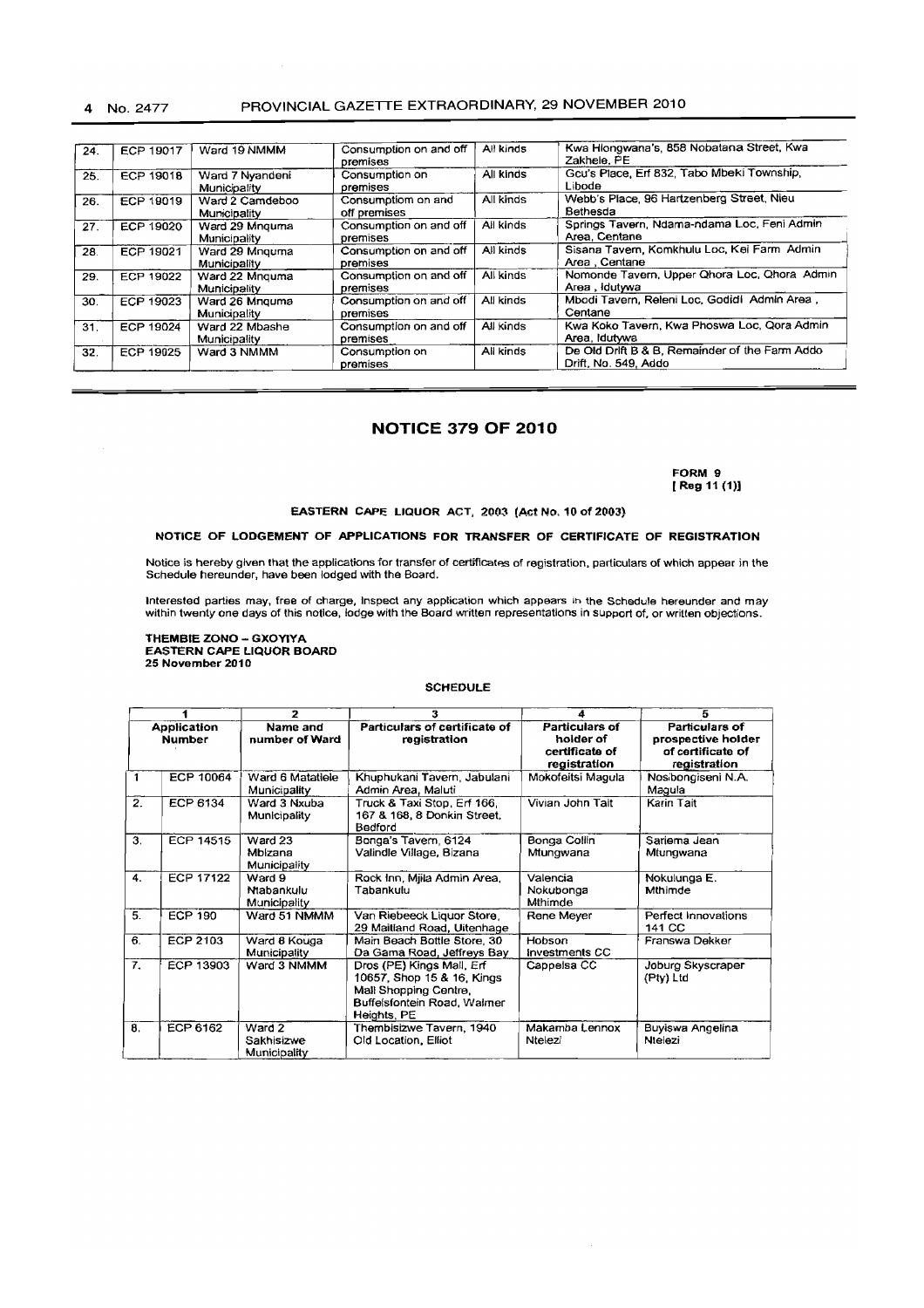| 24. | ECP 19017 | Ward 19 NMMM | Consumption on and off premises | All kinds | Kwa Hlongwana's, 858 Nobatana Street, Kwa Zakhele, PE |
|---|---|---|---|---|---|
| 25. | ECP 19018 | Ward 7 Nyandeni Municipality | Consumption on premises | All kinds | Gcu's Place, Erf 832, Tabo Mbeki Township, Libode |
| 26. | ECP 19019 | Ward 2 Camdeboo Municipality | Consumptiom on and off premises | All kinds | Webb's Place, 96 Hartzenberg Street, Nieu Bethesda |
| 27. | ECP 19020 | Ward 29 Mnquma Municipality | Consumption on and off premises | All kinds | Springs Tavern, Ndama-ndama Loc, Feni Admin Area, Centane |
| 28. | ECP 19021 | Ward 29 Mnquma Municipality | Consumption on and off premises | All kinds | Sisana Tavern, Komkhulu Loc, Kei Farm Admin Area , Centane |
| 29. | ECP 19022 | Ward 22 Mnquma Municipality | Consumption on and off premises | All kinds | Nomonde Tavern, Upper Qhora Loc, Qhora Admin Area , Idutywa |
| 30. | ECP 19023 | Ward 26 Mnquma Municipality | Consumption on and off premises | All kinds | Mbodi Tavern, Releni Loc, Godidi Admin Area , Centane |
| 31. | ECP 19024 | Ward 22 Mbashe Municipality | Consumption on and off premises | All kinds | Kwa Koko Tavern, Kwa Phoswa Loc, Qora Admin Area, Idutywa |
| 32. | ECP 19025 | Ward 3 NMMM | Consumption on premises | All kinds | De Old Drift B & B, Remainder of the Farm Addo Drift, No. 549, Addo |

## NOTICE 379 OF 2010

**FORM 9**
**[ Reg 11 (1)]**

**EASTERN CAPE LIQUOR ACT, 2003 (Act No. 10 of 2003)**

**NOTICE OF LODGEMENT OF APPLICATIONS FOR TRANSFER OF CERTIFICATE OF REGISTRATION**

Notice is hereby given that the applications for transfer of certificates of registration, particulars of which appear in the Schedule hereunder, have been lodged with the Board.

Interested parties may, free of charge, inspect any application which appears in the Schedule hereunder and may within twenty one days of this notice, lodge with the Board written representations in support of, or written objections.

**THEMBIE ZONO – GXOYIYA**
**EASTERN CAPE LIQUOR BOARD**
**25 November 2010**

**SCHEDULE**

| 1 | | 2 | 3 | 4 | 5 |
|---|---|---|---|---|---|
| **Application Number** | | **Name and number of Ward** | **Particulars of certificate of registration** | **Particulars of holder of certificate of registration** | **Particulars of prospective holder of certificate of registration** |
| 1 | ECP 10064 | Ward 6 Matatiele Municipality | Khuphukani Tavern, Jabulani Admin Area, Maluti | Mokofeitsi Magula | Nosibongiseni N.A. Magula |
| 2. | ECP 6134 | Ward 3 Nxuba Municipality | Truck & Taxi Stop, Erf 166, 167 & 168, 8 Donkin Street, Bedford | Vivian John Tait | Karin Tait |
| 3. | ECP 14515 | Ward 23 Mbizana Municipality | Bonga's Tavern, 6124 Valindle Village, Bizana | Bonga Collin Mtungwana | Sariema Jean Mtungwana |
| 4. | ECP 17122 | Ward 9 Ntabankulu Municipality | Rock Inn, Mjila Admin Area, Tabankulu | Valencia Nokubonga Mthimde | Nokulunga E. Mthimde |
| 5. | ECP 190 | Ward 51 NMMM | Van Riebeeck Liquor Store, 29 Maitland Road, Uitenhage | Rene Meyer | Perfect Innovations 141 CC |
| 6. | ECP 2103 | Ward 8 Kouga Municipality | Main Beach Bottle Store, 30 Da Gama Road, Jeffreys Bay | Hobson Investments CC | Franswa Dekker |
| 7. | ECP 13903 | Ward 3 NMMM | Dros (PE) Kings Mall, Erf 10657, Shop 15 & 16, Kings Mall Shopping Centre, Buffelsfontein Road, Walmer Heights, PE | Cappelsa CC | Joburg Skyscraper (Pty) Ltd |
| 8. | ECP 6162 | Ward 2 Sakhisizwe Municipality | Thembisizwe Tavern, 1940 Old Location, Elliot | Makamba Lennox Ntelezi | Buyiswa Angelina Ntelezi |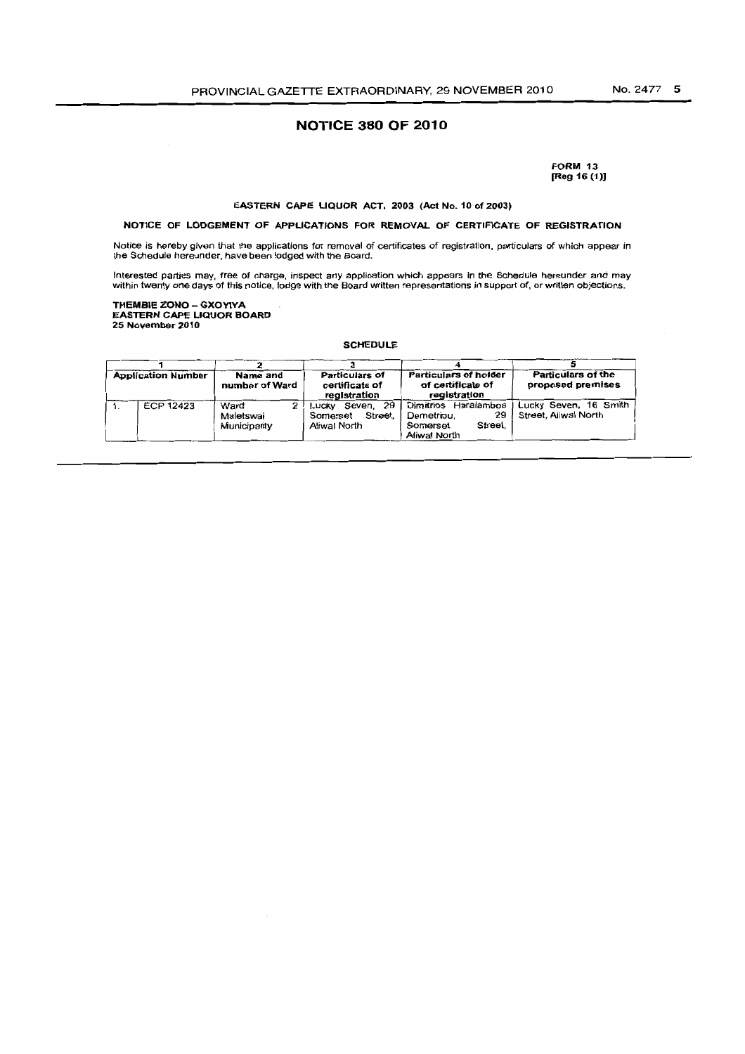# NOTICE 380 OF 2010

**FORM 13**
**[Reg 16 (1)]**

**EASTERN CAPE LIQUOR ACT, 2003 (Act No. 10 of 2003)**

**NOTICE OF LODGEMENT OF APPLICATIONS FOR REMOVAL OF CERTIFICATE OF REGISTRATION**

Notice is hereby given that the applications for removal of certificates of registration, particulars of which appear in the Schedule hereunder, have been lodged with the Board.

Interested parties may, free of charge, inspect any application which appears in the Schedule hereunder and may within twenty one days of this notice, lodge with the Board written representations in support of, or written objections.

**THEMBIE ZONO – GXOYIYA**
**EASTERN CAPE LIQUOR BOARD**
**25 November 2010**

**SCHEDULE**

| 1 | | 2 | 3 | 4 | 5 |
|---|---|---|---|---|---|
| **Application Number** | | **Name and number of Ward** | **Particulars of certificate of registration** | **Particulars of holder of certificate of registration** | **Particulars of the proposed premises** |
| 1. | ECP 12423 | Ward 2 Maletswai Municipality | Lucky Seven, 29 Somerset Street, Aliwal North | Dimitrios Haralambos Demetriou, 29 Somerset Street, Aliwal North | Lucky Seven, 16 Smith Street, Aliwal North |